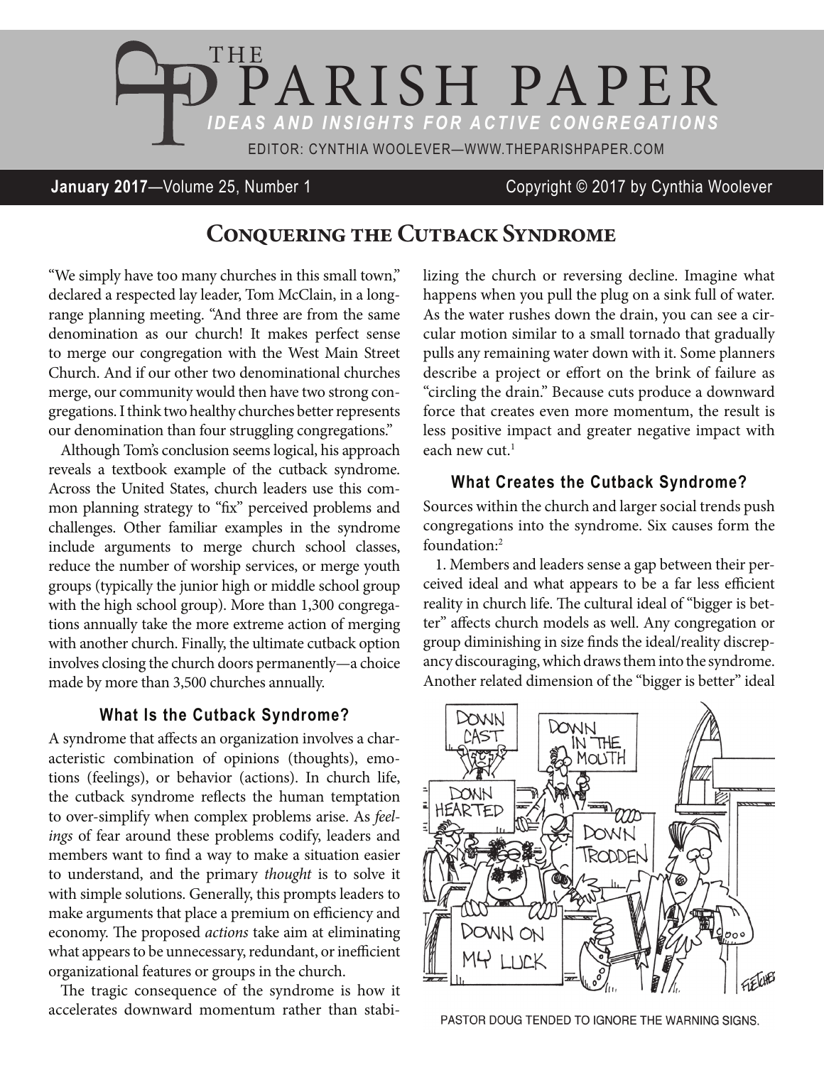# THE PARISH PAPER

*IDEAS AND INSIGHTS FOR ACTIVE CONGREGATIONS*

EDITOR: CYNTHIA WOOLEVER—WWW.THEPARISHPAPER.COM

**January 2017**—Volume 25, Number 1

Copyright © 2017 by Cynthia Woolever

## Conquering the Cutback Syndrome

"We simply have too many churches in this small town," declared a respected lay leader, Tom McClain, in a long-range planning meeting. "And three are from the same denomination as our church! It makes perfect sense to merge our congregation with the West Main Street Church. And if our other two denominational churches merge, our community would then have two strong congregations. I think two healthy churches better represents our denomination than four struggling congregations."

Although Tom's conclusion seems logical, his approach reveals a textbook example of the cutback syndrome. Across the United States, church leaders use this common planning strategy to "fix" perceived problems and challenges. Other familiar examples in the syndrome include arguments to merge church school classes, reduce the number of worship services, or merge youth groups (typically the junior high or middle school group with the high school group). More than 1,300 congregations annually take the more extreme action of merging with another church. Finally, the ultimate cutback option involves closing the church doors permanently—a choice made by more than 3,500 churches annually.

### What Is the Cutback Syndrome?

A syndrome that affects an organization involves a characteristic combination of opinions (thoughts), emotions (feelings), or behavior (actions). In church life, the cutback syndrome reflects the human temptation to over-simplify when complex problems arise. As *feelings* of fear around these problems codify, leaders and members want to find a way to make a situation easier to understand, and the primary *thought* is to solve it with simple solutions. Generally, this prompts leaders to make arguments that place a premium on efficiency and economy. The proposed *actions* take aim at eliminating what appears to be unnecessary, redundant, or inefficient organizational features or groups in the church.

The tragic consequence of the syndrome is how it accelerates downward momentum rather than stabilizing the church or reversing decline. Imagine what happens when you pull the plug on a sink full of water. As the water rushes down the drain, you can see a circular motion similar to a small tornado that gradually pulls any remaining water down with it. Some planners describe a project or effort on the brink of failure as "circling the drain." Because cuts produce a downward force that creates even more momentum, the result is less positive impact and greater negative impact with each new cut.[1]

### What Creates the Cutback Syndrome?

Sources within the church and larger social trends push congregations into the syndrome. Six causes form the foundation:[2]

1. Members and leaders sense a gap between their perceived ideal and what appears to be a far less efficient reality in church life. The cultural ideal of "bigger is better" affects church models as well. Any congregation or group diminishing in size finds the ideal/reality discrepancy discouraging, which draws them into the syndrome. Another related dimension of the "bigger is better" ideal

PASTOR DOUG TENDED TO IGNORE THE WARNING SIGNS.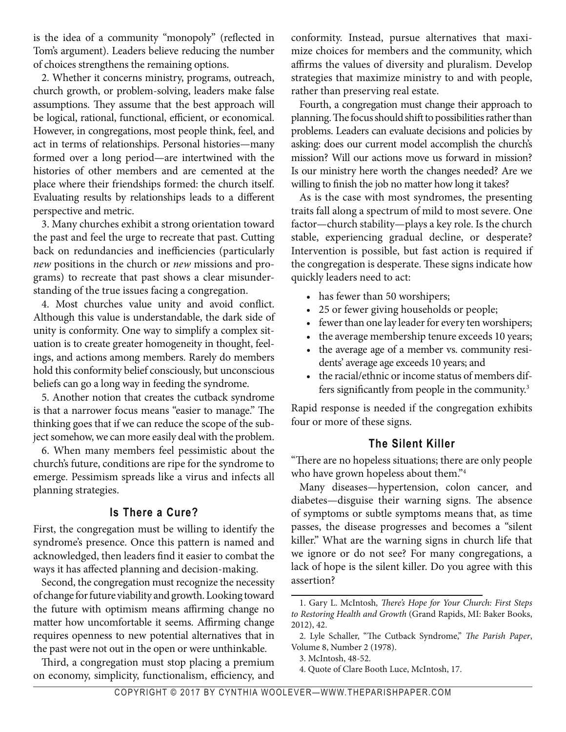is the idea of a community "monopoly" (reflected in Tom's argument). Leaders believe reducing the number of choices strengthens the remaining options.

2. Whether it concerns ministry, programs, outreach, church growth, or problem-solving, leaders make false assumptions. They assume that the best approach will be logical, rational, functional, efficient, or economical. However, in congregations, most people think, feel, and act in terms of relationships. Personal histories—many formed over a long period—are intertwined with the histories of other members and are cemented at the place where their friendships formed: the church itself. Evaluating results by relationships leads to a different perspective and metric.

3. Many churches exhibit a strong orientation toward the past and feel the urge to recreate that past. Cutting back on redundancies and inefficiencies (particularly *new* positions in the church or *new* missions and programs) to recreate that past shows a clear misunderstanding of the true issues facing a congregation.

4. Most churches value unity and avoid conflict. Although this value is understandable, the dark side of unity is conformity. One way to simplify a complex situation is to create greater homogeneity in thought, feelings, and actions among members. Rarely do members hold this conformity belief consciously, but unconscious beliefs can go a long way in feeding the syndrome.

5. Another notion that creates the cutback syndrome is that a narrower focus means "easier to manage." The thinking goes that if we can reduce the scope of the subject somehow, we can more easily deal with the problem.

6. When many members feel pessimistic about the church's future, conditions are ripe for the syndrome to emerge. Pessimism spreads like a virus and infects all planning strategies.

## Is There a Cure?

First, the congregation must be willing to identify the syndrome's presence. Once this pattern is named and acknowledged, then leaders find it easier to combat the ways it has affected planning and decision-making.

Second, the congregation must recognize the necessity of change for future viability and growth. Looking toward the future with optimism means affirming change no matter how uncomfortable it seems. Affirming change requires openness to new potential alternatives that in the past were not out in the open or were unthinkable.

Third, a congregation must stop placing a premium on economy, simplicity, functionalism, efficiency, and conformity. Instead, pursue alternatives that maximize choices for members and the community, which affirms the values of diversity and pluralism. Develop strategies that maximize ministry to and with people, rather than preserving real estate.

Fourth, a congregation must change their approach to planning. The focus should shift to possibilities rather than problems. Leaders can evaluate decisions and policies by asking: does our current model accomplish the church's mission? Will our actions move us forward in mission? Is our ministry here worth the changes needed? Are we willing to finish the job no matter how long it takes?

As is the case with most syndromes, the presenting traits fall along a spectrum of mild to most severe. One factor—church stability—plays a key role. Is the church stable, experiencing gradual decline, or desperate? Intervention is possible, but fast action is required if the congregation is desperate. These signs indicate how quickly leaders need to act:

- has fewer than 50 worshipers;
- 25 or fewer giving households or people;
- fewer than one lay leader for every ten worshipers;
- the average membership tenure exceeds 10 years;
- the average age of a member vs. community residents' average age exceeds 10 years; and
- the racial/ethnic or income status of members differs significantly from people in the community.[3]

Rapid response is needed if the congregation exhibits four or more of these signs.

## The Silent Killer

"There are no hopeless situations; there are only people who have grown hopeless about them."[4]

Many diseases—hypertension, colon cancer, and diabetes—disguise their warning signs. The absence of symptoms or subtle symptoms means that, as time passes, the disease progresses and becomes a "silent killer." What are the warning signs in church life that we ignore or do not see? For many congregations, a lack of hope is the silent killer. Do you agree with this assertion?

---

1. Gary L. McIntosh, *There's Hope for Your Church: First Steps to Restoring Health and Growth* (Grand Rapids, MI: Baker Books, 2012), 42.

2. Lyle Schaller, "The Cutback Syndrome," *The Parish Paper*, Volume 8, Number 2 (1978).

3. McIntosh, 48-52.

4. Quote of Clare Booth Luce, McIntosh, 17.

COPYRIGHT © 2017 BY CYNTHIA WOOLEVER—WWW.THEPARISHPAPER.COM